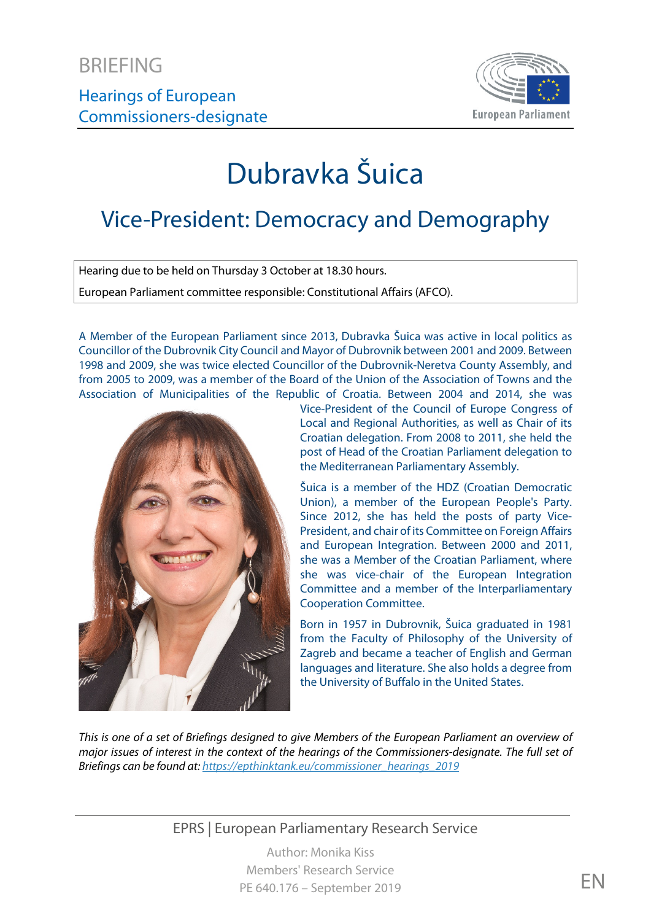BRIEFING

Hearings of European Commissioners-designate

# Dubravka Šuica

## Vice-President: Democracy and Demography

Hearing due to be held on Thursday 3 October at 18.30 hours.

European Parliament committee responsible: Constitutional Affairs (AFCO).

A Member of the European Parliament since 2013, Dubravka Šuica was active in local politics as Councillor of the Dubrovnik City Council and Mayor of Dubrovnik between 2001 and 2009. Between 1998 and 2009, she was twice elected Councillor of the Dubrovnik-Neretva County Assembly, and from 2005 to 2009, was a member of the Board of the Union of the Association of Towns and the Association of Municipalities of the Republic of Croatia. Between 2004 and 2014, she was Vice-President of the Council of Europe Congress of Local and Regional Authorities, as well as Chair of its Croatian delegation. From 2008 to 2011, she held the post of Head of the Croatian Parliament delegation to the Mediterranean Parliamentary Assembly.

Šuica is a member of the HDZ (Croatian Democratic Union), a member of the European People's Party. Since 2012, she has held the posts of party Vice-President, and chair of its Committee on Foreign Affairs and European Integration. Between 2000 and 2011, she was a Member of the Croatian Parliament, where she was vice-chair of the European Integration Committee and a member of the Interparliamentary Cooperation Committee.

Born in 1957 in Dubrovnik, Šuica graduated in 1981 from the Faculty of Philosophy of the University of Zagreb and became a teacher of English and German languages and literature. She also holds a degree from the University of Buffalo in the United States.

*This is one of a set of Briefings designed to give Members of the European Parliament an overview of major issues of interest in the context of the hearings of the Commissioners-designate. The full set of Briefings can be found at: [https://epthinktank.eu/commissioner_hearings_2019](https://epthinktank.eu/commissioner_hearings_2019)*

EPRS | European Parliamentary Research Service

Author: Monika Kiss
Members' Research Service
PE 640.176 – September 2019

EN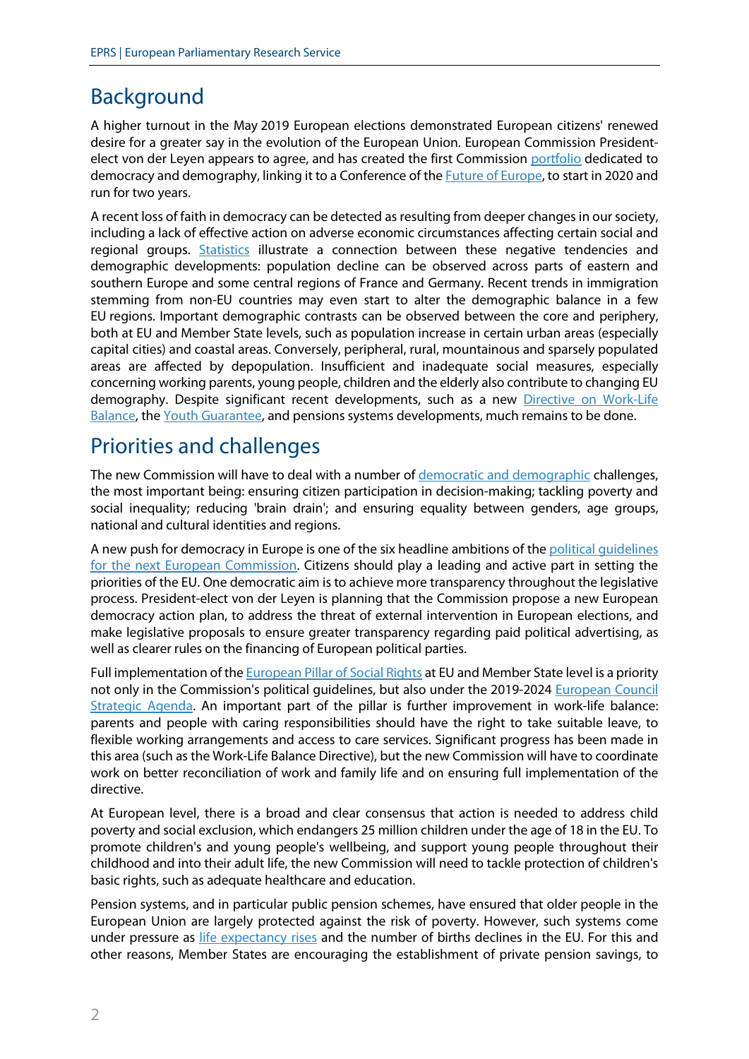## Background

A higher turnout in the May 2019 European elections demonstrated European citizens' renewed desire for a greater say in the evolution of the European Union. European Commission President-elect von der Leyen appears to agree, and has created the first Commission portfolio dedicated to democracy and demography, linking it to a Conference of the Future of Europe, to start in 2020 and run for two years.

A recent loss of faith in democracy can be detected as resulting from deeper changes in our society, including a lack of effective action on adverse economic circumstances affecting certain social and regional groups. Statistics illustrate a connection between these negative tendencies and demographic developments: population decline can be observed across parts of eastern and southern Europe and some central regions of France and Germany. Recent trends in immigration stemming from non-EU countries may even start to alter the demographic balance in a few EU regions. Important demographic contrasts can be observed between the core and periphery, both at EU and Member State levels, such as population increase in certain urban areas (especially capital cities) and coastal areas. Conversely, peripheral, rural, mountainous and sparsely populated areas are affected by depopulation. Insufficient and inadequate social measures, especially concerning working parents, young people, children and the elderly also contribute to changing EU demography. Despite significant recent developments, such as a new Directive on Work-Life Balance, the Youth Guarantee, and pensions systems developments, much remains to be done.

## Priorities and challenges

The new Commission will have to deal with a number of democratic and demographic challenges, the most important being: ensuring citizen participation in decision-making; tackling poverty and social inequality; reducing 'brain drain'; and ensuring equality between genders, age groups, national and cultural identities and regions.

A new push for democracy in Europe is one of the six headline ambitions of the political guidelines for the next European Commission. Citizens should play a leading and active part in setting the priorities of the EU. One democratic aim is to achieve more transparency throughout the legislative process. President-elect von der Leyen is planning that the Commission propose a new European democracy action plan, to address the threat of external intervention in European elections, and make legislative proposals to ensure greater transparency regarding paid political advertising, as well as clearer rules on the financing of European political parties.

Full implementation of the European Pillar of Social Rights at EU and Member State level is a priority not only in the Commission's political guidelines, but also under the 2019-2024 European Council Strategic Agenda. An important part of the pillar is further improvement in work-life balance: parents and people with caring responsibilities should have the right to take suitable leave, to flexible working arrangements and access to care services. Significant progress has been made in this area (such as the Work-Life Balance Directive), but the new Commission will have to coordinate work on better reconciliation of work and family life and on ensuring full implementation of the directive.

At European level, there is a broad and clear consensus that action is needed to address child poverty and social exclusion, which endangers 25 million children under the age of 18 in the EU. To promote children's and young people's wellbeing, and support young people throughout their childhood and into their adult life, the new Commission will need to tackle protection of children's basic rights, such as adequate healthcare and education.

Pension systems, and in particular public pension schemes, have ensured that older people in the European Union are largely protected against the risk of poverty. However, such systems come under pressure as life expectancy rises and the number of births declines in the EU. For this and other reasons, Member States are encouraging the establishment of private pension savings, to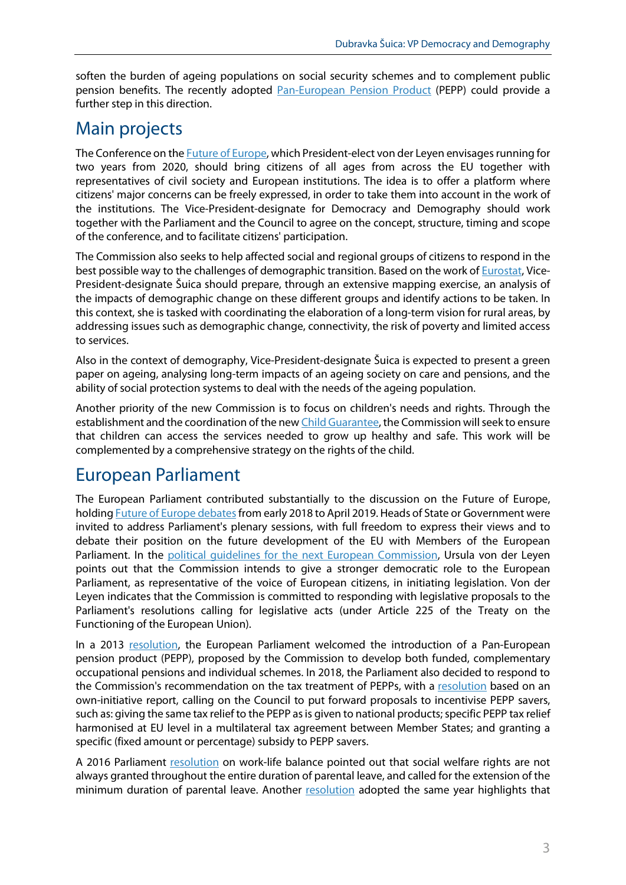soften the burden of ageing populations on social security schemes and to complement public pension benefits. The recently adopted Pan-European Pension Product (PEPP) could provide a further step in this direction.

## Main projects

The Conference on the Future of Europe, which President-elect von der Leyen envisages running for two years from 2020, should bring citizens of all ages from across the EU together with representatives of civil society and European institutions. The idea is to offer a platform where citizens' major concerns can be freely expressed, in order to take them into account in the work of the institutions. The Vice-President-designate for Democracy and Demography should work together with the Parliament and the Council to agree on the concept, structure, timing and scope of the conference, and to facilitate citizens' participation.

The Commission also seeks to help affected social and regional groups of citizens to respond in the best possible way to the challenges of demographic transition. Based on the work of Eurostat, Vice-President-designate Šuica should prepare, through an extensive mapping exercise, an analysis of the impacts of demographic change on these different groups and identify actions to be taken. In this context, she is tasked with coordinating the elaboration of a long-term vision for rural areas, by addressing issues such as demographic change, connectivity, the risk of poverty and limited access to services.

Also in the context of demography, Vice-President-designate Šuica is expected to present a green paper on ageing, analysing long-term impacts of an ageing society on care and pensions, and the ability of social protection systems to deal with the needs of the ageing population.

Another priority of the new Commission is to focus on children's needs and rights. Through the establishment and the coordination of the new Child Guarantee, the Commission will seek to ensure that children can access the services needed to grow up healthy and safe. This work will be complemented by a comprehensive strategy on the rights of the child.

## European Parliament

The European Parliament contributed substantially to the discussion on the Future of Europe, holding Future of Europe debates from early 2018 to April 2019. Heads of State or Government were invited to address Parliament's plenary sessions, with full freedom to express their views and to debate their position on the future development of the EU with Members of the European Parliament. In the political guidelines for the next European Commission, Ursula von der Leyen points out that the Commission intends to give a stronger democratic role to the European Parliament, as representative of the voice of European citizens, in initiating legislation. Von der Leyen indicates that the Commission is committed to responding with legislative proposals to the Parliament's resolutions calling for legislative acts (under Article 225 of the Treaty on the Functioning of the European Union).

In a 2013 resolution, the European Parliament welcomed the introduction of a Pan-European pension product (PEPP), proposed by the Commission to develop both funded, complementary occupational pensions and individual schemes. In 2018, the Parliament also decided to respond to the Commission's recommendation on the tax treatment of PEPPs, with a resolution based on an own-initiative report, calling on the Council to put forward proposals to incentivise PEPP savers, such as: giving the same tax relief to the PEPP as is given to national products; specific PEPP tax relief harmonised at EU level in a multilateral tax agreement between Member States; and granting a specific (fixed amount or percentage) subsidy to PEPP savers.

A 2016 Parliament resolution on work-life balance pointed out that social welfare rights are not always granted throughout the entire duration of parental leave, and called for the extension of the minimum duration of parental leave. Another resolution adopted the same year highlights that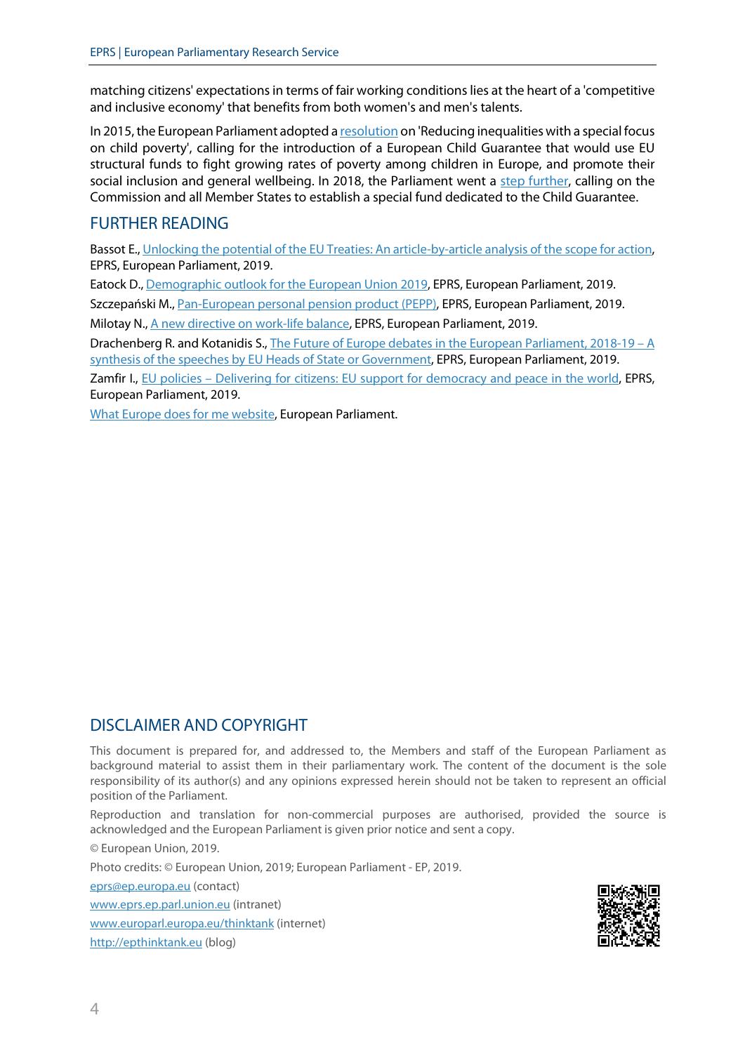matching citizens' expectations in terms of fair working conditions lies at the heart of a 'competitive and inclusive economy' that benefits from both women's and men's talents.

In 2015, the European Parliament adopted a resolution on 'Reducing inequalities with a special focus on child poverty', calling for the introduction of a European Child Guarantee that would use EU structural funds to fight growing rates of poverty among children in Europe, and promote their social inclusion and general wellbeing. In 2018, the Parliament went a step further, calling on the Commission and all Member States to establish a special fund dedicated to the Child Guarantee.

## FURTHER READING

Bassot E., Unlocking the potential of the EU Treaties: An article-by-article analysis of the scope for action, EPRS, European Parliament, 2019.

Eatock D., Demographic outlook for the European Union 2019, EPRS, European Parliament, 2019.

Szczepański M., Pan-European personal pension product (PEPP), EPRS, European Parliament, 2019.

Milotay N., A new directive on work-life balance, EPRS, European Parliament, 2019.

Drachenberg R. and Kotanidis S., The Future of Europe debates in the European Parliament, 2018-19 – A synthesis of the speeches by EU Heads of State or Government, EPRS, European Parliament, 2019.

Zamfir I., EU policies – Delivering for citizens: EU support for democracy and peace in the world, EPRS, European Parliament, 2019.

What Europe does for me website, European Parliament.

## DISCLAIMER AND COPYRIGHT

This document is prepared for, and addressed to, the Members and staff of the European Parliament as background material to assist them in their parliamentary work. The content of the document is the sole responsibility of its author(s) and any opinions expressed herein should not be taken to represent an official position of the Parliament.

Reproduction and translation for non-commercial purposes are authorised, provided the source is acknowledged and the European Parliament is given prior notice and sent a copy.

© European Union, 2019.

Photo credits: © European Union, 2019; European Parliament - EP, 2019.

eprs@ep.europa.eu (contact)

www.eprs.ep.parl.union.eu (intranet)

www.europarl.europa.eu/thinktank (internet)

http://epthinktank.eu (blog)